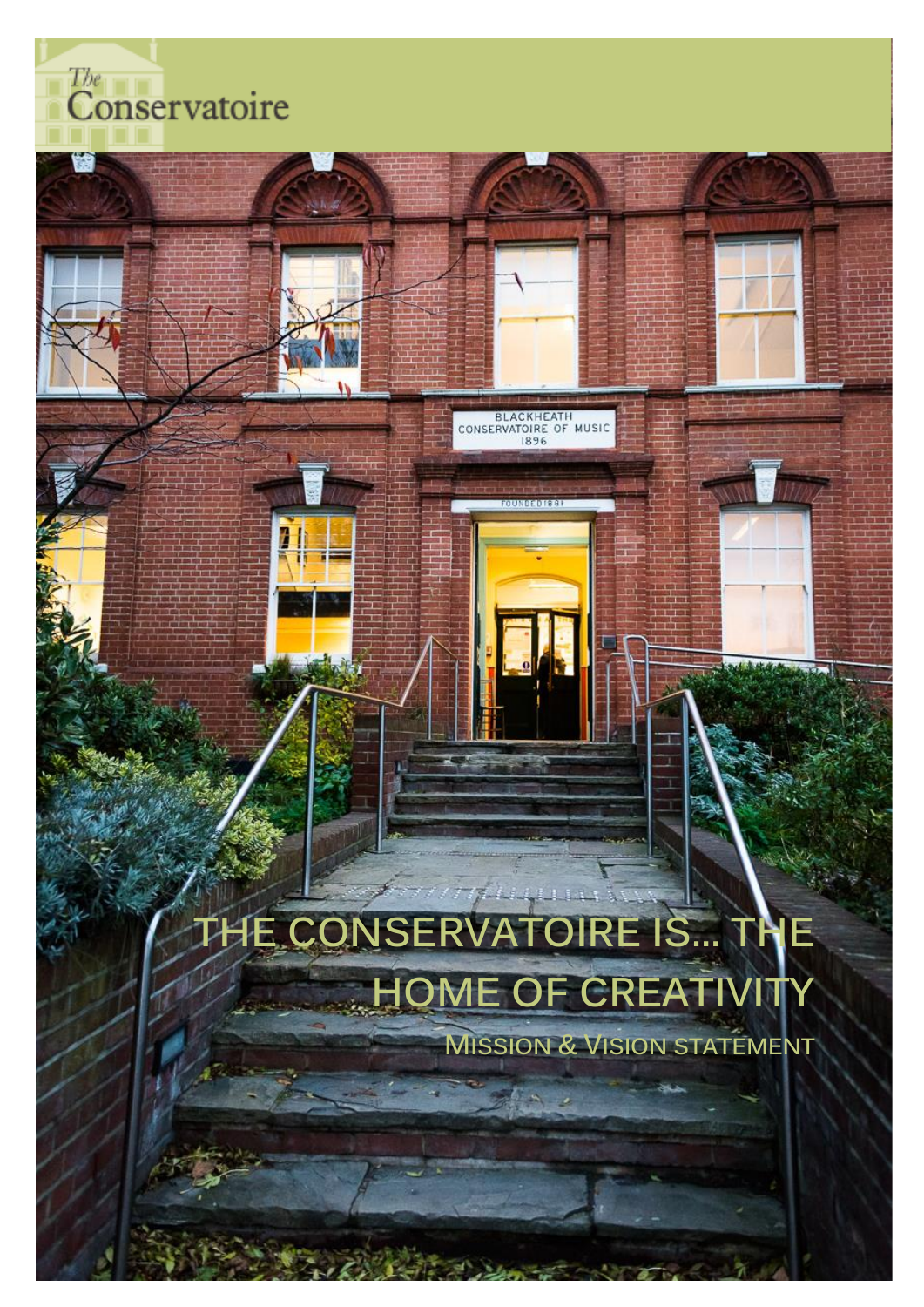The Conservatoire

# THE CONSERVATOIRE IS... THE HOME OF CREATIVITY

## MISSION & VISION STATEMENT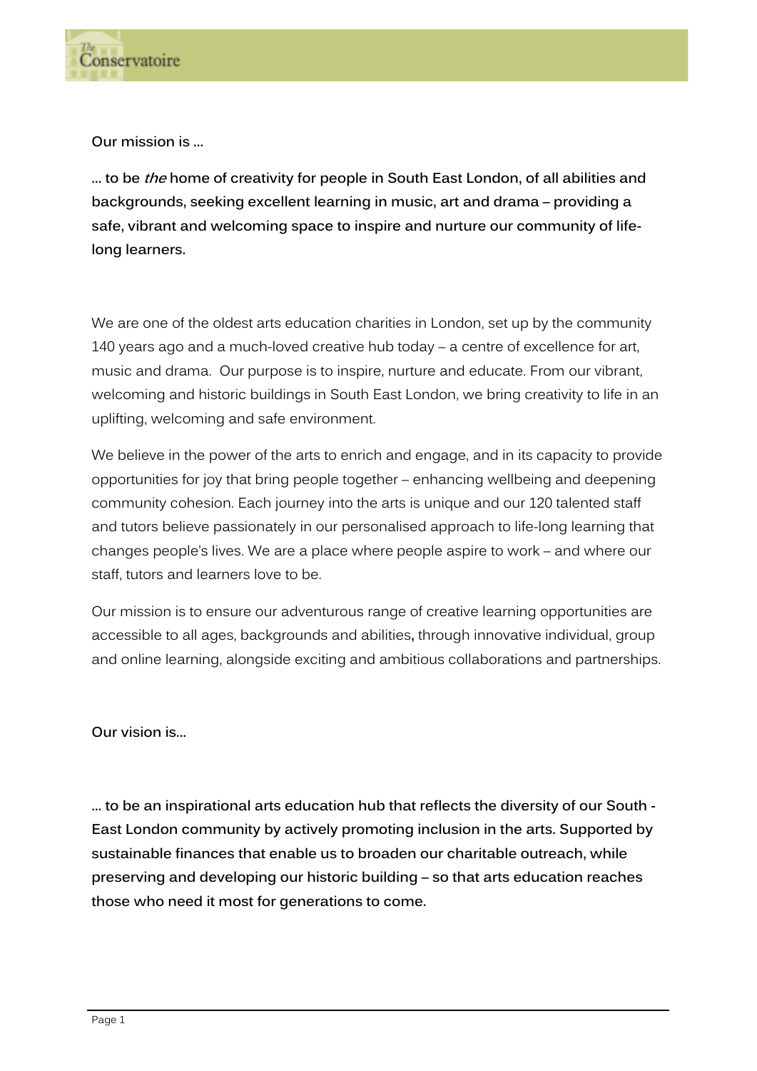**Our mission is …**

**… to be *the* home of creativity for people in South East London, of all abilities and backgrounds, seeking excellent learning in music, art and drama – providing a safe, vibrant and welcoming space to inspire and nurture our community of life-long learners.**

We are one of the oldest arts education charities in London, set up by the community 140 years ago and a much-loved creative hub today – a centre of excellence for art, music and drama. Our purpose is to inspire, nurture and educate. From our vibrant, welcoming and historic buildings in South East London, we bring creativity to life in an uplifting, welcoming and safe environment.

We believe in the power of the arts to enrich and engage, and in its capacity to provide opportunities for joy that bring people together – enhancing wellbeing and deepening community cohesion. Each journey into the arts is unique and our 120 talented staff and tutors believe passionately in our personalised approach to life-long learning that changes people's lives. We are a place where people aspire to work – and where our staff, tutors and learners love to be.

Our mission is to ensure our adventurous range of creative learning opportunities are accessible to all ages, backgrounds and abilities, through innovative individual, group and online learning, alongside exciting and ambitious collaborations and partnerships.

**Our vision is…**

**… to be an inspirational arts education hub that reflects the diversity of our South - East London community by actively promoting inclusion in the arts. Supported by sustainable finances that enable us to broaden our charitable outreach, while preserving and developing our historic building – so that arts education reaches those who need it most for generations to come.**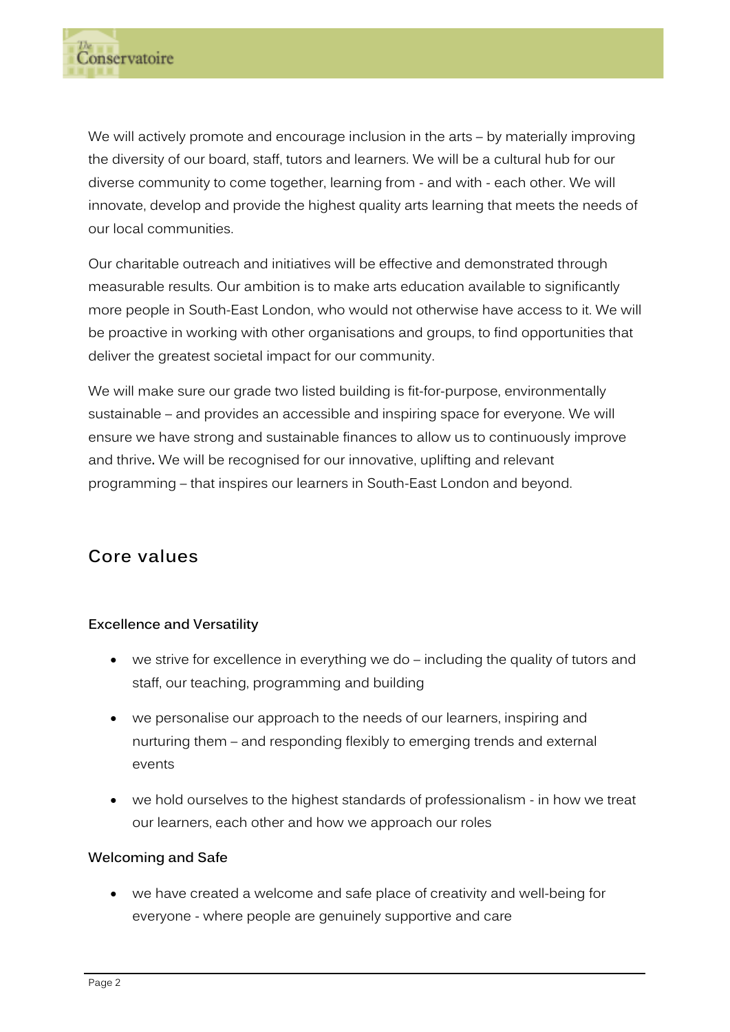We will actively promote and encourage inclusion in the arts – by materially improving the diversity of our board, staff, tutors and learners. We will be a cultural hub for our diverse community to come together, learning from - and with - each other. We will innovate, develop and provide the highest quality arts learning that meets the needs of our local communities.

Our charitable outreach and initiatives will be effective and demonstrated through measurable results. Our ambition is to make arts education available to significantly more people in South-East London, who would not otherwise have access to it. We will be proactive in working with other organisations and groups, to find opportunities that deliver the greatest societal impact for our community.

We will make sure our grade two listed building is fit-for-purpose, environmentally sustainable – and provides an accessible and inspiring space for everyone. We will ensure we have strong and sustainable finances to allow us to continuously improve and thrive**.** We will be recognised for our innovative, uplifting and relevant programming – that inspires our learners in South-East London and beyond.

## Core values

**Excellence and Versatility**

- we strive for excellence in everything we do – including the quality of tutors and staff, our teaching, programming and building
- we personalise our approach to the needs of our learners, inspiring and nurturing them – and responding flexibly to emerging trends and external events
- we hold ourselves to the highest standards of professionalism - in how we treat our learners, each other and how we approach our roles

**Welcoming and Safe**

- we have created a welcome and safe place of creativity and well-being for everyone - where people are genuinely supportive and care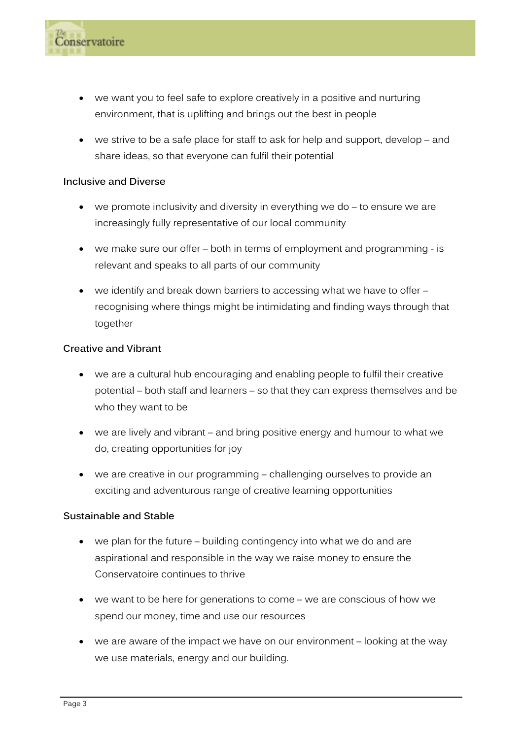- we want you to feel safe to explore creatively in a positive and nurturing environment, that is uplifting and brings out the best in people
- we strive to be a safe place for staff to ask for help and support, develop – and share ideas, so that everyone can fulfil their potential

**Inclusive and Diverse**

- we promote inclusivity and diversity in everything we do – to ensure we are increasingly fully representative of our local community
- we make sure our offer – both in terms of employment and programming - is relevant and speaks to all parts of our community
- we identify and break down barriers to accessing what we have to offer – recognising where things might be intimidating and finding ways through that together

**Creative and Vibrant**

- we are a cultural hub encouraging and enabling people to fulfil their creative potential – both staff and learners – so that they can express themselves and be who they want to be
- we are lively and vibrant – and bring positive energy and humour to what we do, creating opportunities for joy
- we are creative in our programming – challenging ourselves to provide an exciting and adventurous range of creative learning opportunities

**Sustainable and Stable**

- we plan for the future – building contingency into what we do and are aspirational and responsible in the way we raise money to ensure the Conservatoire continues to thrive
- we want to be here for generations to come – we are conscious of how we spend our money, time and use our resources
- we are aware of the impact we have on our environment – looking at the way we use materials, energy and our building.